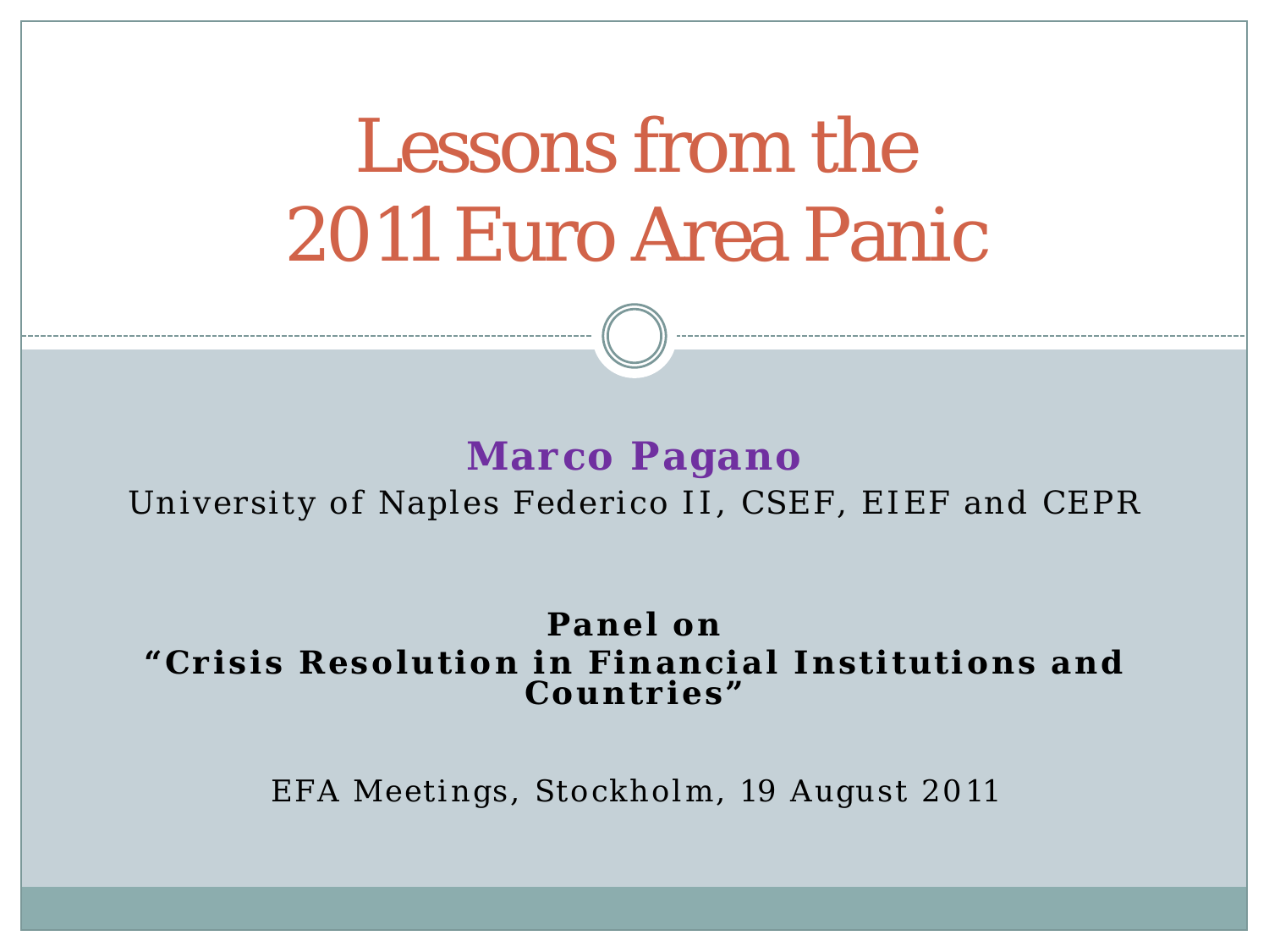# Lessons from the 2011 Euro Area Panic

**Marco Pagano**

University of Naples Federico II, CSEF, EIEF and CEPR

**Panel on**
**"Crisis Resolution in Financial Institutions and Countries"**

EFA Meetings, Stockholm, 19 August 2011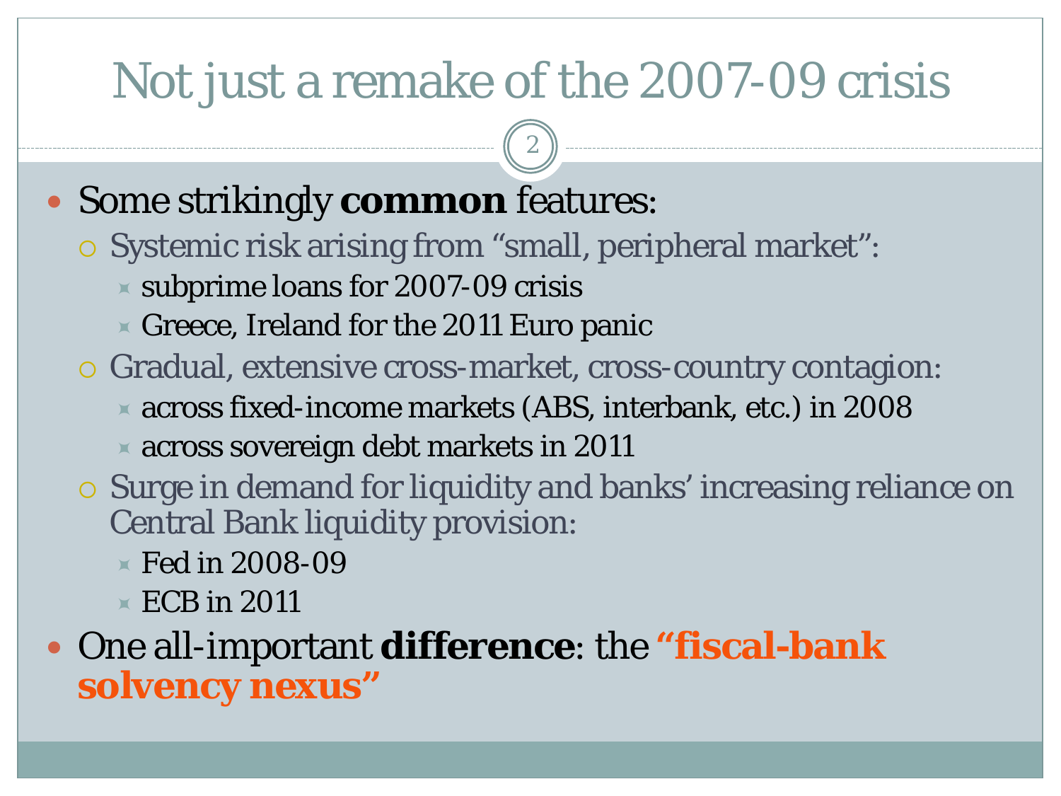# Not just a remake of the 2007-09 crisis

- Some strikingly **common** features:
  - Systemic risk arising from "small, peripheral market":
    - subprime loans for 2007-09 crisis
    - Greece, Ireland for the 2011 Euro panic
  - Gradual, extensive cross-market, cross-country contagion:
    - across fixed-income markets (ABS, interbank, etc.) in 2008
    - across sovereign debt markets in 2011
  - Surge in demand for liquidity and banks' increasing reliance on Central Bank liquidity provision:
    - Fed in 2008-09
    - ECB in 2011
- One all-important **difference**: the **"fiscal-bank solvency nexus"**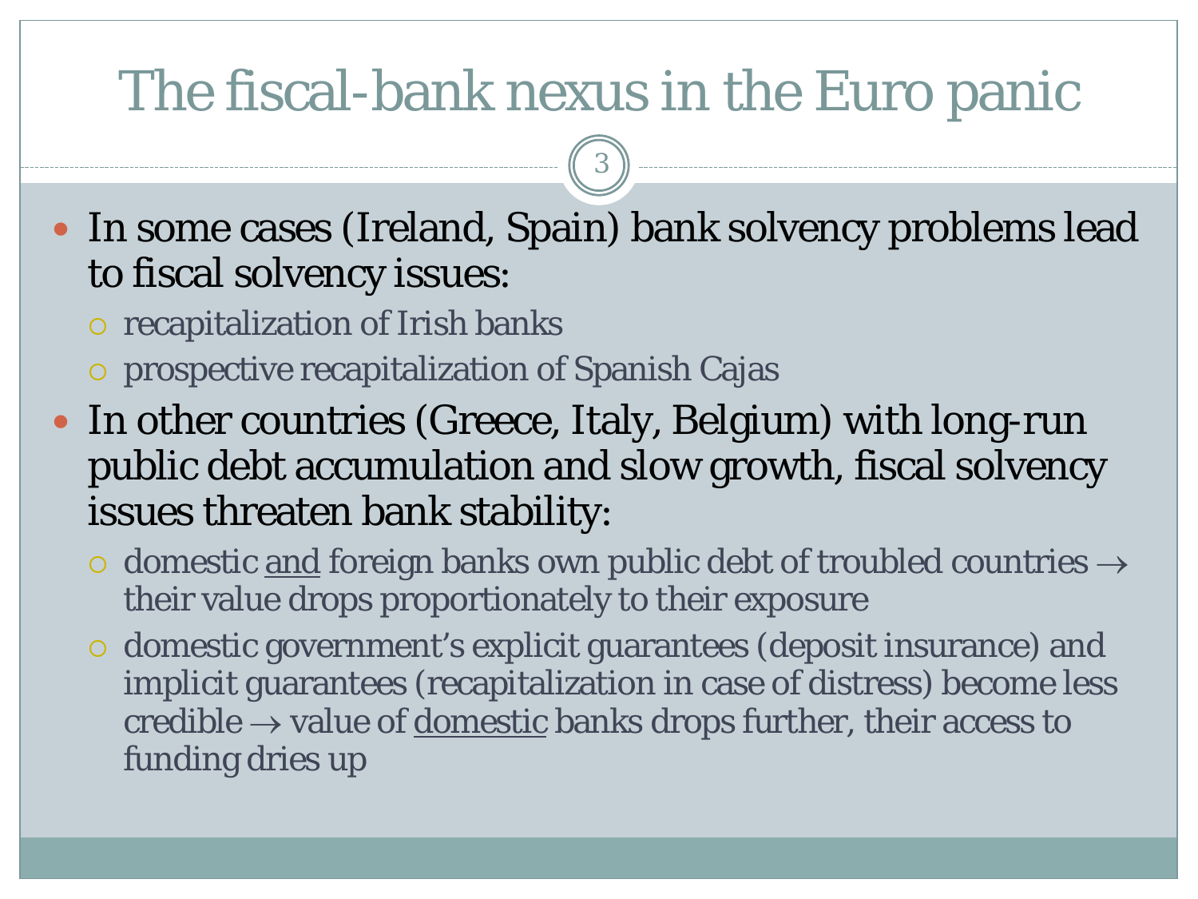# The fiscal-bank nexus in the Euro panic

- In some cases (Ireland, Spain) bank solvency problems lead to fiscal solvency issues:
  - recapitalization of Irish banks
  - prospective recapitalization of Spanish Cajas
- In other countries (Greece, Italy, Belgium) with long-run public debt accumulation and slow growth, fiscal solvency issues threaten bank stability:
  - domestic <u>and</u> foreign banks own public debt of troubled countries → their value drops proportionately to their exposure
  - domestic government's explicit guarantees (deposit insurance) and implicit guarantees (recapitalization in case of distress) become less credible → value of <u>domestic</u> banks drops further, their access to funding dries up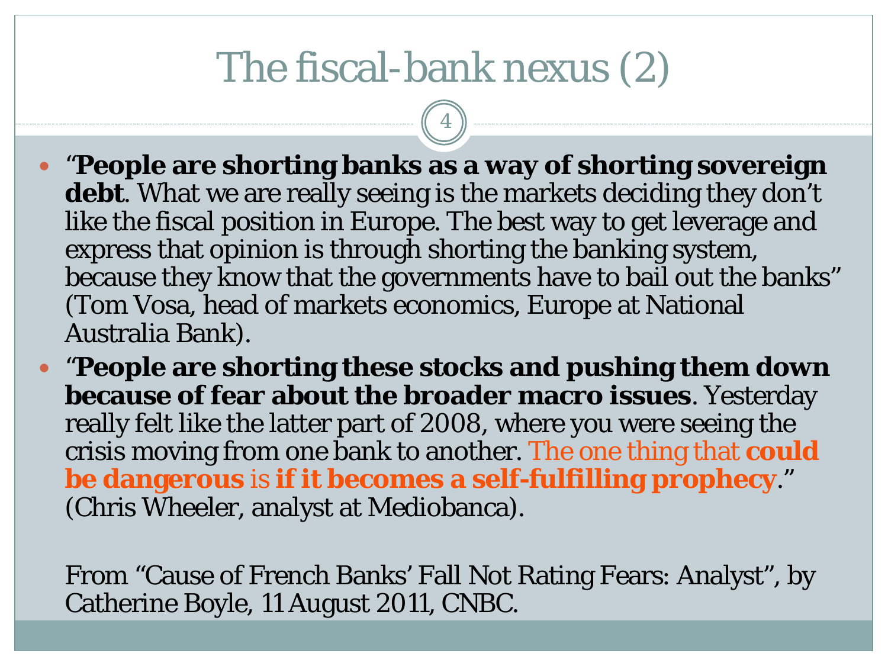# The fiscal-bank nexus (2)

- "**People are shorting banks as a way of shorting sovereign debt**. What we are really seeing is the markets deciding they don't like the fiscal position in Europe. The best way to get leverage and express that opinion is through shorting the banking system, because they know that the governments have to bail out the banks" (Tom Vosa, head of markets economics, Europe at National Australia Bank).
- "**People are shorting these stocks and pushing them down because of fear about the broader macro issues**. Yesterday really felt like the latter part of 2008, where you were seeing the crisis moving from one bank to another. The one thing that **could be dangerous** is **if it becomes a self-fulfilling prophecy**." (Chris Wheeler, analyst at Mediobanca).

From "Cause of French Banks' Fall Not Rating Fears: Analyst", by Catherine Boyle, 11 August 2011, CNBC.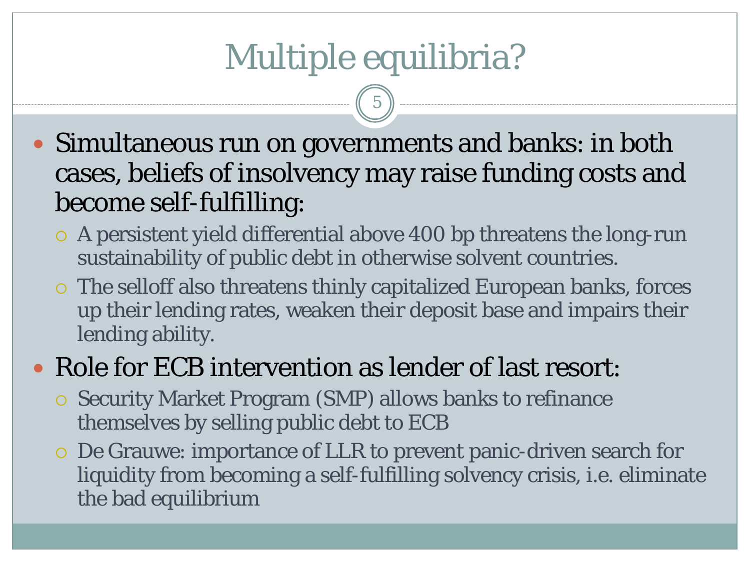# Multiple equilibria?

- Simultaneous run on governments and banks: in both cases, beliefs of insolvency may raise funding costs and become self-fulfilling:
  - A persistent yield differential above 400 bp threatens the long-run sustainability of public debt in otherwise solvent countries.
  - The selloff also threatens thinly capitalized European banks, forces up their lending rates, weaken their deposit base and impairs their lending ability.
- Role for ECB intervention as lender of last resort:
  - Security Market Program (SMP) allows banks to refinance themselves by selling public debt to ECB
  - De Grauwe: importance of LLR to prevent panic-driven search for liquidity from becoming a self-fulfilling solvency crisis, i.e. eliminate the bad equilibrium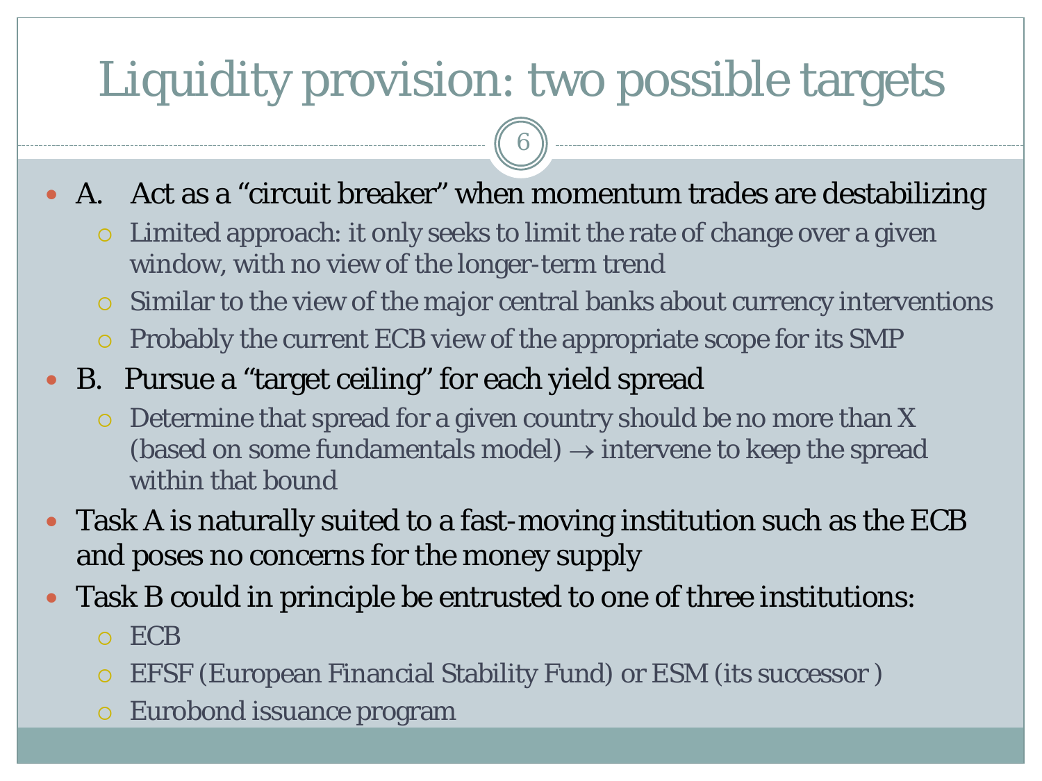# Liquidity provision: two possible targets

- A. Act as a "circuit breaker" when momentum trades are destabilizing
  - Limited approach: it only seeks to limit the rate of change over a given window, with no view of the longer-term trend
  - Similar to the view of the major central banks about currency interventions
  - Probably the current ECB view of the appropriate scope for its SMP
- B. Pursue a "target ceiling" for each yield spread
  - Determine that spread for a given country should be no more than X (based on some fundamentals model) $\rightarrow$ intervene to keep the spread within that bound
- Task A is naturally suited to a fast-moving institution such as the ECB and poses no concerns for the money supply
- Task B could in principle be entrusted to one of three institutions:
  - ECB
  - EFSF (European Financial Stability Fund) or ESM (its successor )
  - Eurobond issuance program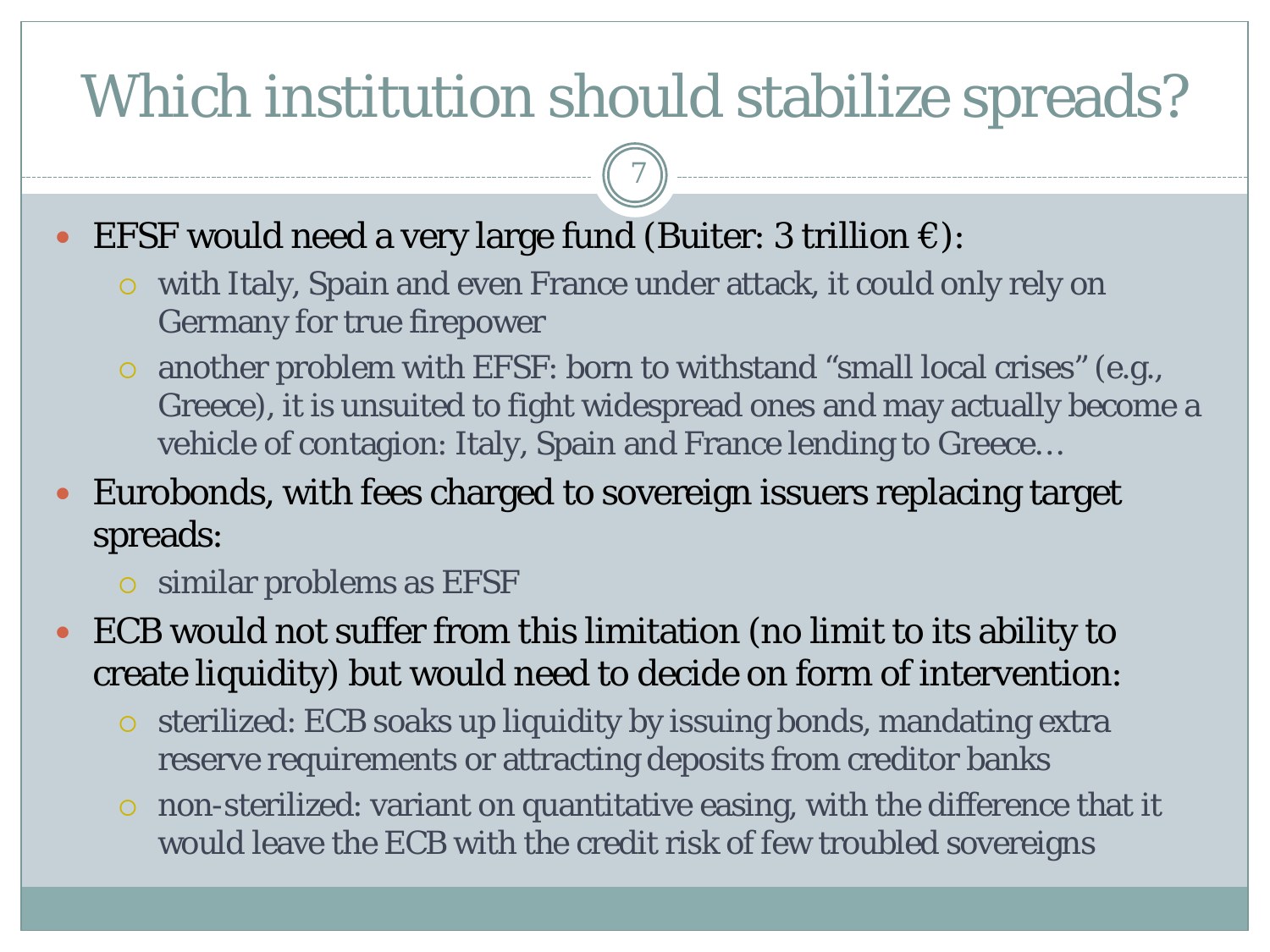# Which institution should stabilize spreads?

- EFSF would need a very large fund (Buiter: 3 trillion €):
  - with Italy, Spain and even France under attack, it could only rely on Germany for true firepower
  - another problem with EFSF: born to withstand "small local crises" (e.g., Greece), it is unsuited to fight widespread ones and may actually become a vehicle of contagion: Italy, Spain and France lending to Greece…
- Eurobonds, with fees charged to sovereign issuers replacing target spreads:
  - similar problems as EFSF
- ECB would not suffer from this limitation (no limit to its ability to create liquidity) but would need to decide on form of intervention:
  - sterilized: ECB soaks up liquidity by issuing bonds, mandating extra reserve requirements or attracting deposits from creditor banks
  - non-sterilized: variant on quantitative easing, with the difference that it would leave the ECB with the credit risk of few troubled sovereigns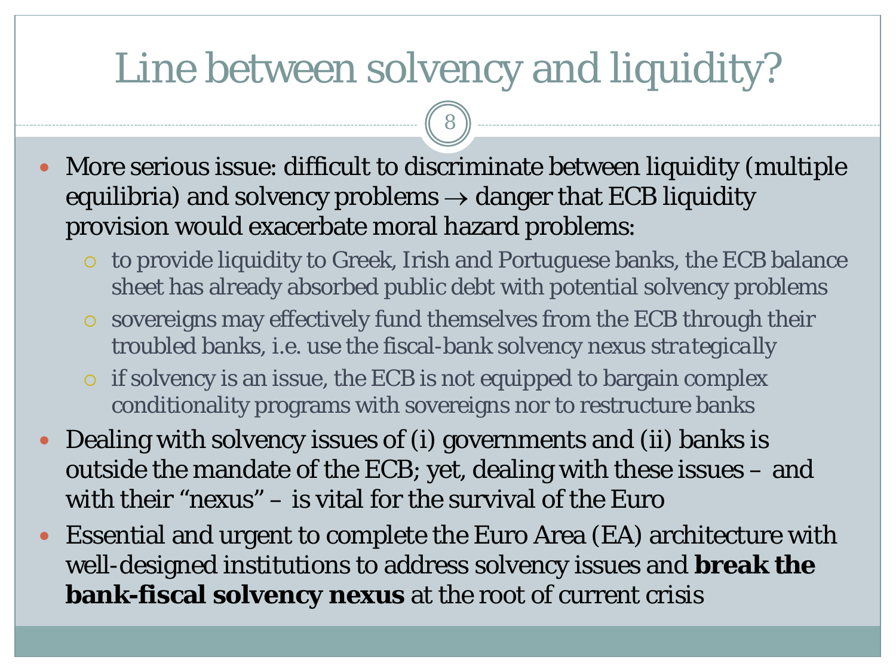# Line between solvency and liquidity?

- More serious issue: difficult to discriminate between liquidity (multiple equilibria) and solvency problems → danger that ECB liquidity provision would exacerbate moral hazard problems:
  - to provide liquidity to Greek, Irish and Portuguese banks, the ECB balance sheet has already absorbed public debt with potential solvency problems
  - sovereigns may effectively fund themselves from the ECB through their troubled banks, i.e. use the fiscal-bank solvency nexus *strategically*
  - if solvency is an issue, the ECB is not equipped to bargain complex conditionality programs with sovereigns nor to restructure banks
- Dealing with solvency issues of (i) governments and (ii) banks is outside the mandate of the ECB; yet, dealing with these issues – and with their "nexus" – is vital for the survival of the Euro
- Essential and urgent to complete the Euro Area (EA) architecture with well-designed institutions to address solvency issues and **break the bank-fiscal solvency nexus** at the root of current crisis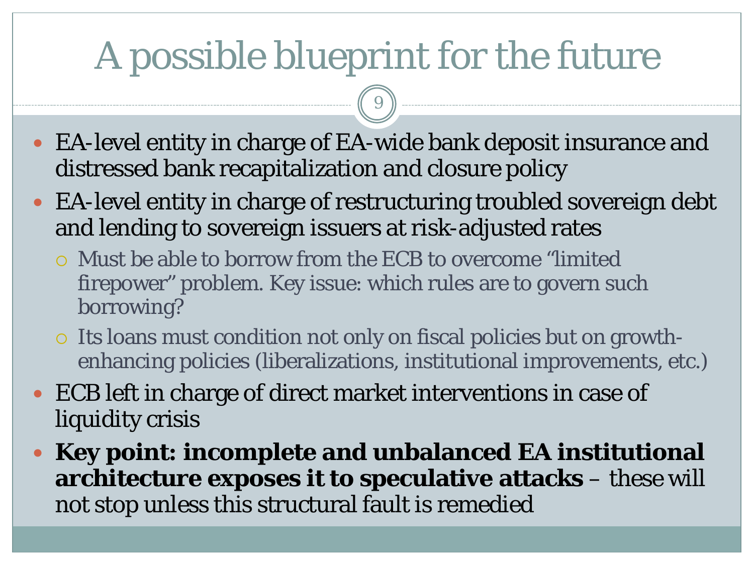# A possible blueprint for the future

- EA-level entity in charge of EA-wide bank deposit insurance and distressed bank recapitalization and closure policy
- EA-level entity in charge of restructuring troubled sovereign debt and lending to sovereign issuers at risk-adjusted rates
  - Must be able to borrow from the ECB to overcome "limited firepower" problem. Key issue: which rules are to govern such borrowing?
  - Its loans must condition not only on fiscal policies but on growth-enhancing policies (liberalizations, institutional improvements, etc.)
- ECB left in charge of direct market interventions in case of liquidity crisis
- **Key point: incomplete and unbalanced EA institutional architecture exposes it to speculative attacks** – these will not stop unless this structural fault is remedied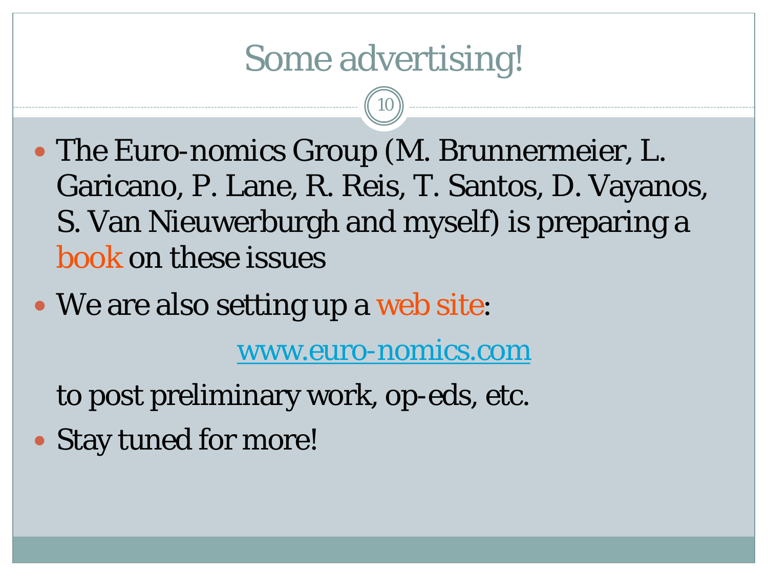# Some advertising!

- The Euro-nomics Group (M. Brunnermeier, L. Garicano, P. Lane, R. Reis, T. Santos, D. Vayanos, S. Van Nieuwerburgh and myself) is preparing a book on these issues
- We are also setting up a web site:

  www.euro-nomics.com

  to post preliminary work, op-eds, etc.
- Stay tuned for more!